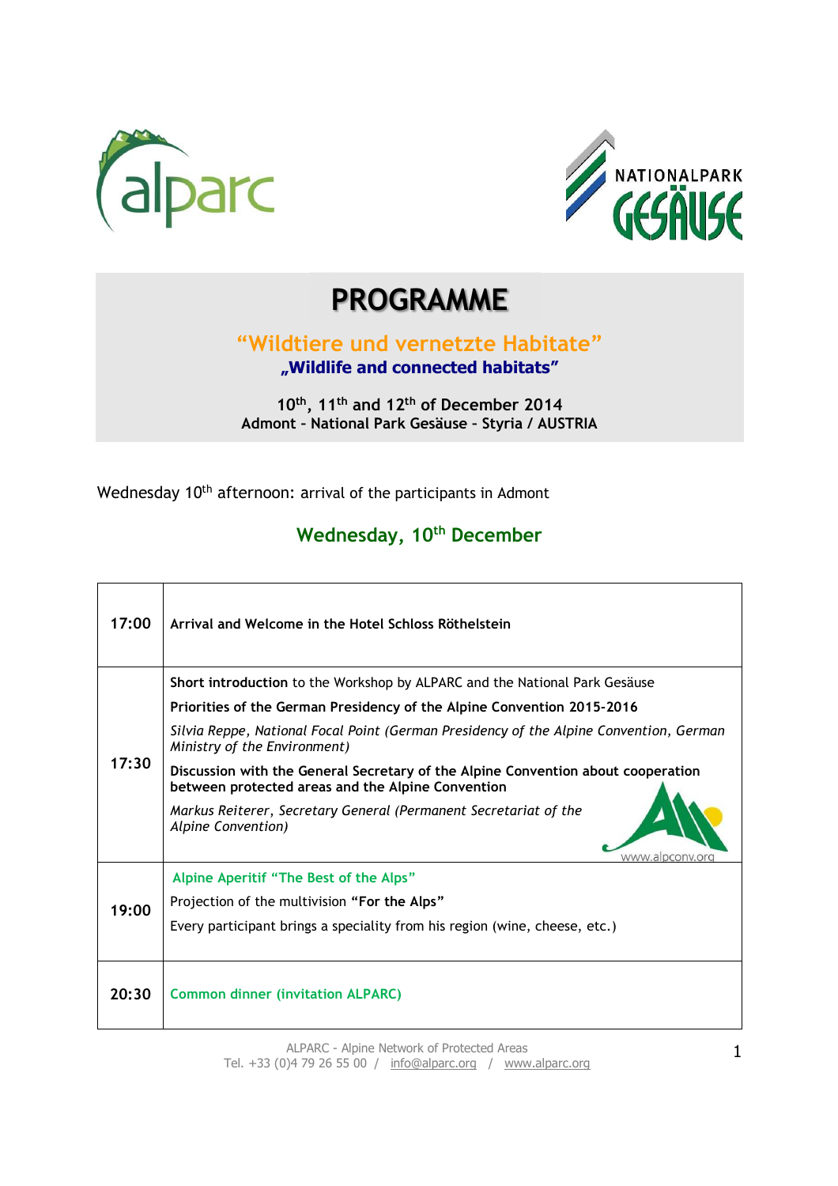# PROGRAMME

## "Wildtiere und vernetzte Habitate"

### „Wildlife and connected habitats"

**10th, 11th and 12th of December 2014**
**Admont – National Park Gesäuse - Styria / AUSTRIA**

Wednesday 10th afternoon: arrival of the participants in Admont

## Wednesday, 10th December

| | |
|---|---|
| **17:00** | **Arrival and Welcome in the Hotel Schloss Röthelstein** |
| **17:30** | **Short introduction** to the Workshop by ALPARC and the National Park Gesäuse<br>**Priorities of the German Presidency of the Alpine Convention 2015-2016**<br>*Silvia Reppe, National Focal Point (German Presidency of the Alpine Convention, German Ministry of the Environment)*<br>**Discussion with the General Secretary of the Alpine Convention about cooperation between protected areas and the Alpine Convention**<br>*Markus Reiterer, Secretary General (Permanent Secretariat of the Alpine Convention)*<br>www.alpconv.org |
| **19:00** | Alpine Aperitif "The Best of the Alps"<br>Projection of the multivision **"For the Alps"**<br>Every participant brings a speciality from his region (wine, cheese, etc.) |
| **20:30** | Common dinner (invitation ALPARC) |

ALPARC - Alpine Network of Protected Areas
Tel. +33 (0)4 79 26 55 00 / info@alparc.org / www.alparc.org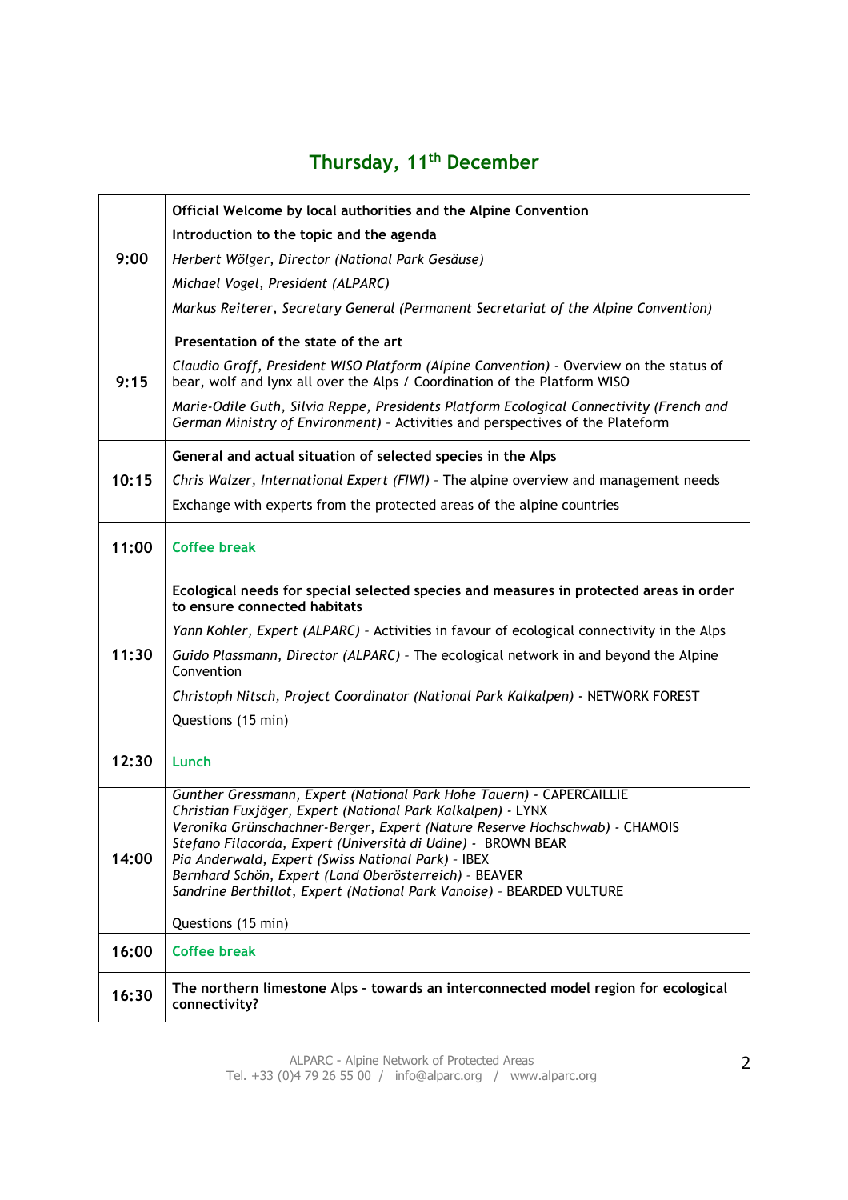## Thursday, 11th December

| | |
|---|---|
| **9:00** | **Official Welcome by local authorities and the Alpine Convention**<br>**Introduction to the topic and the agenda**<br>*Herbert Wölger, Director (National Park Gesäuse)*<br>*Michael Vogel, President (ALPARC)*<br>*Markus Reiterer, Secretary General (Permanent Secretariat of the Alpine Convention)* |
| **9:15** | **Presentation of the state of the art**<br>*Claudio Groff, President WISO Platform (Alpine Convention)* - Overview on the status of bear, wolf and lynx all over the Alps / Coordination of the Platform WISO<br>*Marie-Odile Guth, Silvia Reppe, Presidents Platform Ecological Connectivity (French and German Ministry of Environment)* - Activities and perspectives of the Plateform |
| **10:15** | **General and actual situation of selected species in the Alps**<br>*Chris Walzer, International Expert (FIWI)* - The alpine overview and management needs<br>Exchange with experts from the protected areas of the alpine countries |
| **11:00** | Coffee break |
| **11:30** | **Ecological needs for special selected species and measures in protected areas in order to ensure connected habitats**<br>*Yann Kohler, Expert (ALPARC)* - Activities in favour of ecological connectivity in the Alps<br>*Guido Plassmann, Director (ALPARC)* - The ecological network in and beyond the Alpine Convention<br>*Christoph Nitsch, Project Coordinator (National Park Kalkalpen)* - NETWORK FOREST<br>Questions (15 min) |
| **12:30** | Lunch |
| **14:00** | *Gunther Gressmann, Expert (National Park Hohe Tauern)* - CAPERCAILLIE<br>*Christian Fuxjäger, Expert (National Park Kalkalpen)* - LYNX<br>*Veronika Grünschachner-Berger, Expert (Nature Reserve Hochschwab)* - CHAMOIS<br>*Stefano Filacorda, Expert (Università di Udine)* - BROWN BEAR<br>*Pia Anderwald, Expert (Swiss National Park)* - IBEX<br>*Bernhard Schön, Expert (Land Oberösterreich)* - BEAVER<br>*Sandrine Berthillot, Expert (National Park Vanoise)* - BEARDED VULTURE<br><br>Questions (15 min) |
| **16:00** | Coffee break |
| **16:30** | **The northern limestone Alps – towards an interconnected model region for ecological connectivity?** |

ALPARC - Alpine Network of Protected Areas
Tel. +33 (0)4 79 26 55 00 / info@alparc.org / www.alparc.org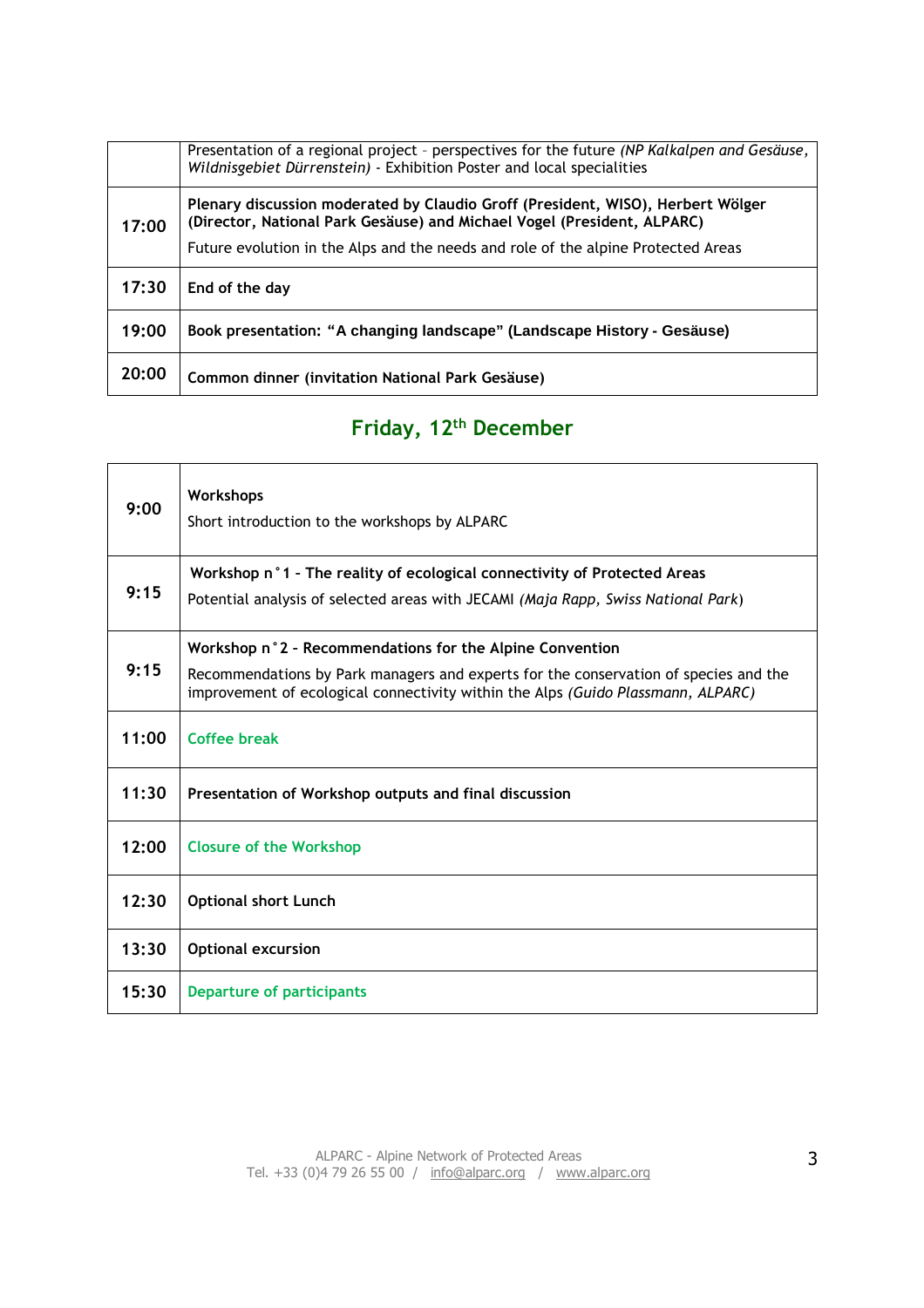| | |
|---|---|
| | Presentation of a regional project - perspectives for the future *(NP Kalkalpen and Gesäuse, Wildnisgebiet Dürrenstein)* - Exhibition Poster and local specialities |
| **17:00** | **Plenary discussion moderated by Claudio Groff (President, WISO), Herbert Wölger (Director, National Park Gesäuse) and Michael Vogel (President, ALPARC)** Future evolution in the Alps and the needs and role of the alpine Protected Areas |
| **17:30** | **End of the day** |
| **19:00** | **Book presentation: "A changing landscape" (Landscape History - Gesäuse)** |
| **20:00** | **Common dinner (invitation National Park Gesäuse)** |

## Friday, 12th December

| | |
|---|---|
| **9:00** | **Workshops** Short introduction to the workshops by ALPARC |
| **9:15** | **Workshop n°1 - The reality of ecological connectivity of Protected Areas** Potential analysis of selected areas with JECAMI *(Maja Rapp, Swiss National Park)* |
| **9:15** | **Workshop n°2 - Recommendations for the Alpine Convention** Recommendations by Park managers and experts for the conservation of species and the improvement of ecological connectivity within the Alps *(Guido Plassmann, ALPARC)* |
| **11:00** | **Coffee break** |
| **11:30** | **Presentation of Workshop outputs and final discussion** |
| **12:00** | **Closure of the Workshop** |
| **12:30** | **Optional short Lunch** |
| **13:30** | **Optional excursion** |
| **15:30** | **Departure of participants** |

ALPARC - Alpine Network of Protected Areas
Tel. +33 (0)4 79 26 55 00 / info@alparc.org / www.alparc.org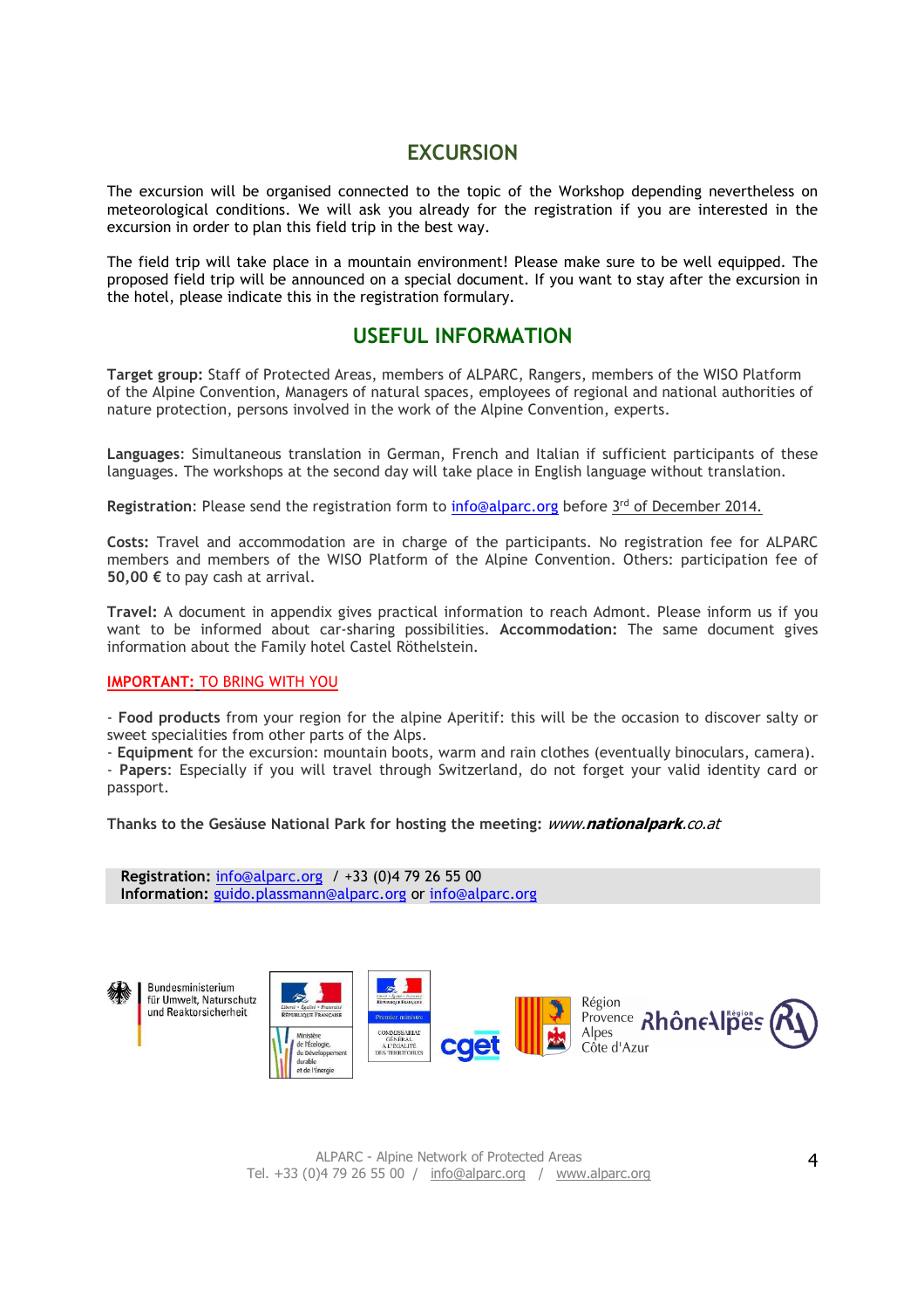## EXCURSION

The excursion will be organised connected to the topic of the Workshop depending nevertheless on meteorological conditions. We will ask you already for the registration if you are interested in the excursion in order to plan this field trip in the best way.

The field trip will take place in a mountain environment! Please make sure to be well equipped. The proposed field trip will be announced on a special document. If you want to stay after the excursion in the hotel, please indicate this in the registration formulary.

## USEFUL INFORMATION

**Target group:** Staff of Protected Areas, members of ALPARC, Rangers, members of the WISO Platform of the Alpine Convention, Managers of natural spaces, employees of regional and national authorities of nature protection, persons involved in the work of the Alpine Convention, experts.

**Languages**: Simultaneous translation in German, French and Italian if sufficient participants of these languages. The workshops at the second day will take place in English language without translation.

**Registration**: Please send the registration form to info@alparc.org before 3rd of December 2014.

**Costs:** Travel and accommodation are in charge of the participants. No registration fee for ALPARC members and members of the WISO Platform of the Alpine Convention. Others: participation fee of **50,00 €** to pay cash at arrival.

**Travel:** A document in appendix gives practical information to reach Admont. Please inform us if you want to be informed about car-sharing possibilities. **Accommodation:** The same document gives information about the Family hotel Castel Röthelstein.

**IMPORTANT:** TO BRING WITH YOU

- **Food products** from your region for the alpine Aperitif: this will be the occasion to discover salty or sweet specialities from other parts of the Alps.
- **Equipment** for the excursion: mountain boots, warm and rain clothes (eventually binoculars, camera).
- **Papers**: Especially if you will travel through Switzerland, do not forget your valid identity card or passport.

**Thanks to the Gesäuse National Park for hosting the meeting:** *www.**nationalpark**.co.at*

**Registration:** info@alparc.org / +33 (0)4 79 26 55 00
**Information:** guido.plassmann@alparc.org or info@alparc.org

Bundesministerium für Umwelt, Naturschutz und Reaktorsicherheit

Liberté • Égalité • Fraternité RÉPUBLIQUE FRANÇAISE Ministère de l'Écologie, du Développement durable et de l'Énergie

Liberté • Égalité • Fraternité RÉPUBLIQUE FRANÇAISE Premier ministre COMMISSARIAT GÉNÉRAL À L'ÉGALITÉ DES TERRITOIRES

cget

Région Provence Alpes Côte d'Azur

Région RhôneAlpes